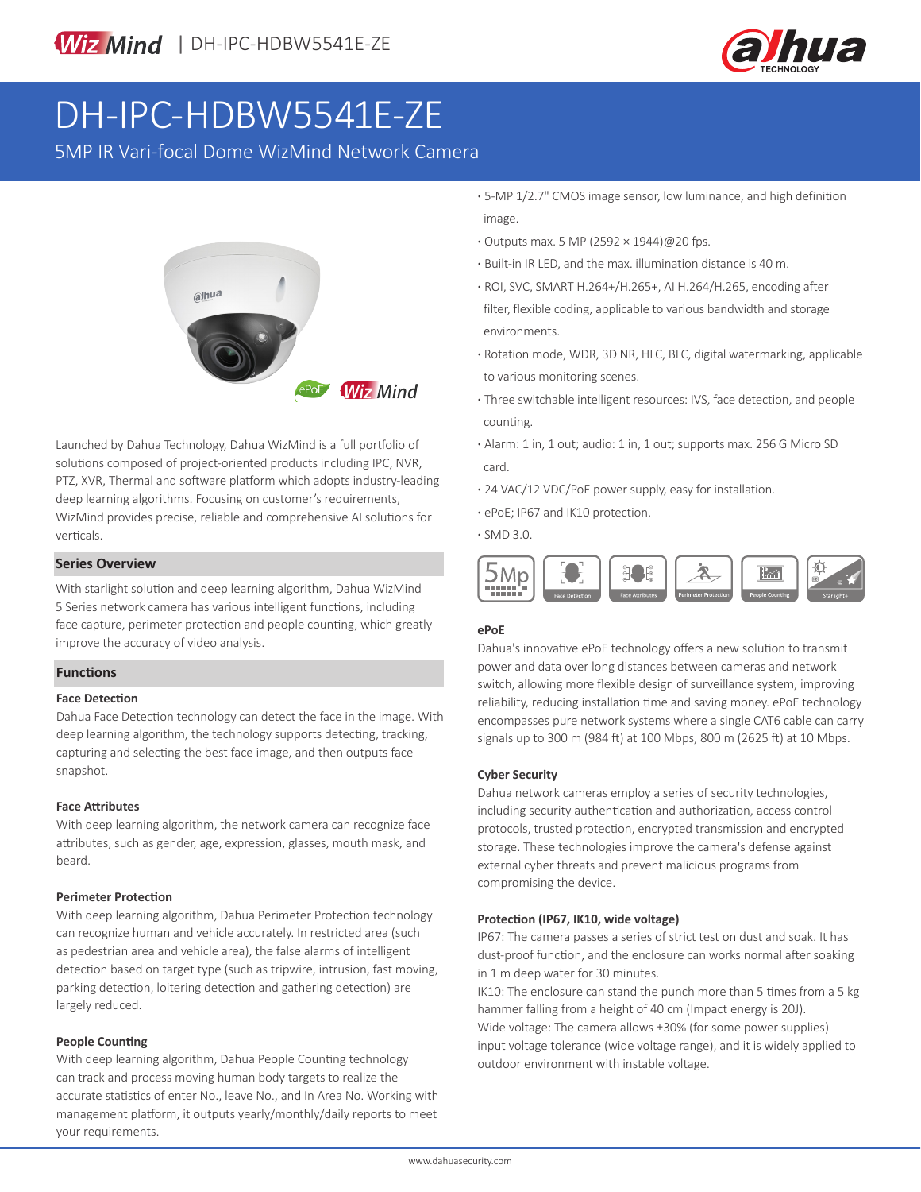# DH-IPC-HDBW5541E-ZE

5MP IR Vari-focal Dome WizMind Network Camera

Launched by Dahua Technology, Dahua WizMind is a full portfolio of solutions composed of project-oriented products including IPC, NVR, PTZ, XVR, Thermal and software platform which adopts industry-leading deep learning algorithms. Focusing on customer's requirements, WizMind provides precise, reliable and comprehensive AI solutions for verticals.

## Series Overview

With starlight solution and deep learning algorithm, Dahua WizMind 5 Series network camera has various intelligent functions, including face capture, perimeter protection and people counting, which greatly improve the accuracy of video analysis.

## Functions

### Face Detection

Dahua Face Detection technology can detect the face in the image. With deep learning algorithm, the technology supports detecting, tracking, capturing and selecting the best face image, and then outputs face snapshot.

### Face Attributes

With deep learning algorithm, the network camera can recognize face attributes, such as gender, age, expression, glasses, mouth mask, and beard.

### Perimeter Protection

With deep learning algorithm, Dahua Perimeter Protection technology can recognize human and vehicle accurately. In restricted area (such as pedestrian area and vehicle area), the false alarms of intelligent detection based on target type (such as tripwire, intrusion, fast moving, parking detection, loitering detection and gathering detection) are largely reduced.

### People Counting

With deep learning algorithm, Dahua People Counting technology can track and process moving human body targets to realize the accurate statistics of enter No., leave No., and In Area No. Working with management platform, it outputs yearly/monthly/daily reports to meet your requirements.

- 5-MP 1/2.7" CMOS image sensor, low luminance, and high definition image.
- Outputs max. 5 MP (2592 × 1944)@20 fps.
- Built-in IR LED, and the max. illumination distance is 40 m.
- ROI, SVC, SMART H.264+/H.265+, AI H.264/H.265, encoding after filter, flexible coding, applicable to various bandwidth and storage environments.
- Rotation mode, WDR, 3D NR, HLC, BLC, digital watermarking, applicable to various monitoring scenes.
- Three switchable intelligent resources: IVS, face detection, and people counting.
- Alarm: 1 in, 1 out; audio: 1 in, 1 out; supports max. 256 G Micro SD card.
- 24 VAC/12 VDC/PoE power supply, easy for installation.
- ePoE; IP67 and IK10 protection.
- SMD 3.0.

### ePoE

Dahua's innovative ePoE technology offers a new solution to transmit power and data over long distances between cameras and network switch, allowing more flexible design of surveillance system, improving reliability, reducing installation time and saving money. ePoE technology encompasses pure network systems where a single CAT6 cable can carry signals up to 300 m (984 ft) at 100 Mbps, 800 m (2625 ft) at 10 Mbps.

### Cyber Security

Dahua network cameras employ a series of security technologies, including security authentication and authorization, access control protocols, trusted protection, encrypted transmission and encrypted storage. These technologies improve the camera's defense against external cyber threats and prevent malicious programs from compromising the device.

### Protection (IP67, IK10, wide voltage)

IP67: The camera passes a series of strict test on dust and soak. It has dust-proof function, and the enclosure can works normal after soaking in 1 m deep water for 30 minutes.

IK10: The enclosure can stand the punch more than 5 times from a 5 kg hammer falling from a height of 40 cm (Impact energy is 20J).

Wide voltage: The camera allows ±30% (for some power supplies) input voltage tolerance (wide voltage range), and it is widely applied to outdoor environment with instable voltage.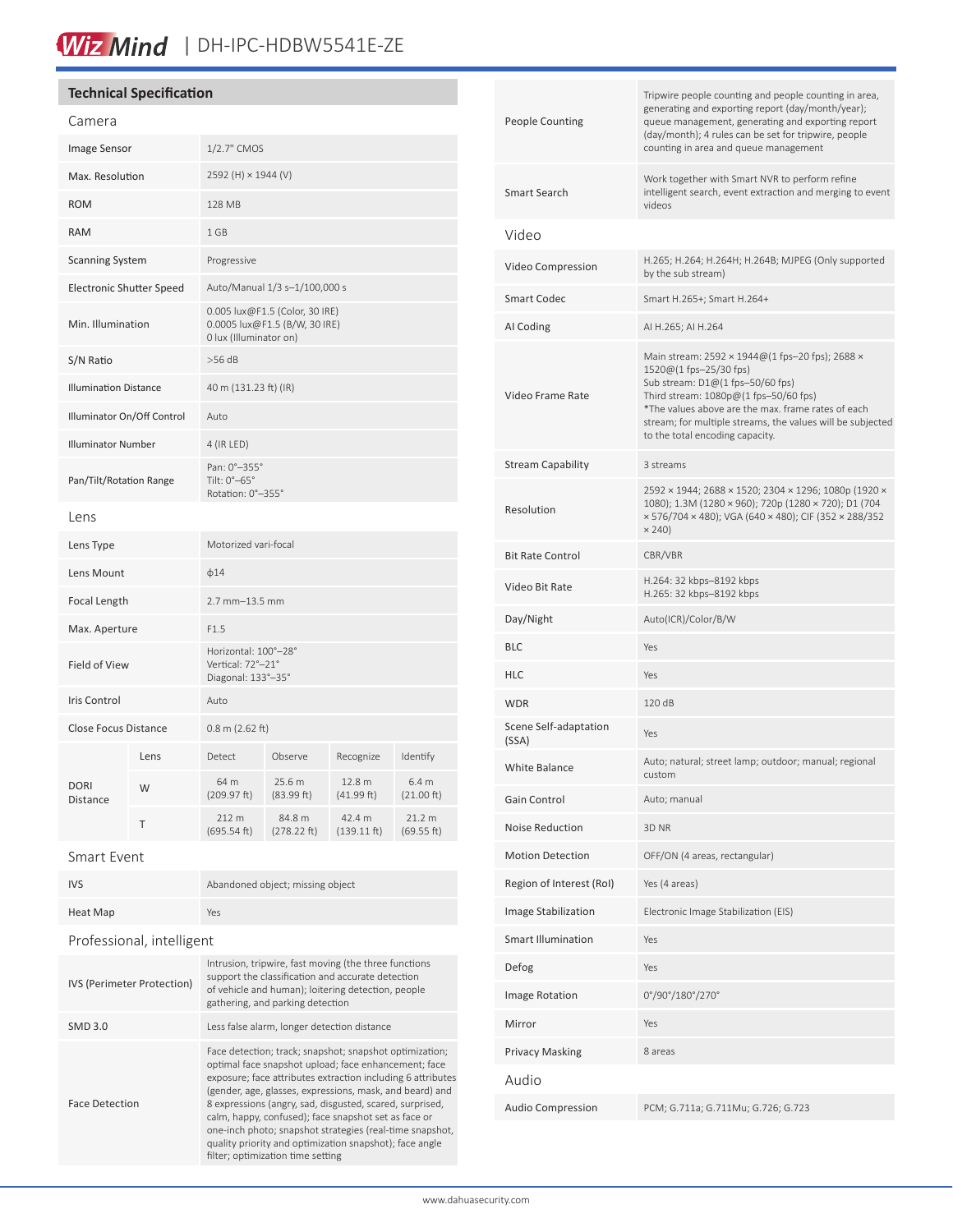## Technical Specification

### Camera

| | |
|---|---|
| Image Sensor | 1/2.7" CMOS |
| Max. Resolution | 2592 (H) × 1944 (V) |
| ROM | 128 MB |
| RAM | 1 GB |
| Scanning System | Progressive |
| Electronic Shutter Speed | Auto/Manual 1/3 s–1/100,000 s |
| Min. Illumination | 0.005 lux@F1.5 (Color, 30 IRE)<br>0.0005 lux@F1.5 (B/W, 30 IRE)<br>0 lux (Illuminator on) |
| S/N Ratio | >56 dB |
| Illumination Distance | 40 m (131.23 ft) (IR) |
| Illuminator On/Off Control | Auto |
| Illuminator Number | 4 (IR LED) |
| Pan/Tilt/Rotation Range | Pan: 0°–355°<br>Tilt: 0°–65°<br>Rotation: 0°–355° |

### Lens

| | | | | | |
|---|---|---|---|---|---|
| Lens Type | Motorized vari-focal | | | | |
| Lens Mount | ϕ14 | | | | |
| Focal Length | 2.7 mm–13.5 mm | | | | |
| Max. Aperture | F1.5 | | | | |
| Field of View | Horizontal: 100°–28°<br>Vertical: 72°–21°<br>Diagonal: 133°–35° | | | | |
| Iris Control | Auto | | | | |
| Close Focus Distance | 0.8 m (2.62 ft) | | | | |
| DORI Distance | Lens | Detect | Observe | Recognize | Identify |
| | W | 64 m (209.97 ft) | 25.6 m (83.99 ft) | 12.8 m (41.99 ft) | 6.4 m (21.00 ft) |
| | T | 212 m (695.54 ft) | 84.8 m (278.22 ft) | 42.4 m (139.11 ft) | 21.2 m (69.55 ft) |

### Smart Event

| | |
|---|---|
| IVS | Abandoned object; missing object |
| Heat Map | Yes |

### Professional, intelligent

| | |
|---|---|
| IVS (Perimeter Protection) | Intrusion, tripwire, fast moving (the three functions support the classification and accurate detection of vehicle and human); loitering detection, people gathering, and parking detection |
| SMD 3.0 | Less false alarm, longer detection distance |
| Face Detection | Face detection; track; snapshot; snapshot optimization; optimal face snapshot upload; face enhancement; face exposure; face attributes extraction including 6 attributes (gender, age, glasses, expressions, mask, and beard) and 8 expressions (angry, sad, disgusted, scared, surprised, calm, happy, confused); face snapshot set as face or one-inch photo; snapshot strategies (real-time snapshot, quality priority and optimization snapshot); face angle filter; optimization time setting |
| People Counting | Tripwire people counting and people counting in area, generating and exporting report (day/month/year); queue management, generating and exporting report (day/month); 4 rules can be set for tripwire, people counting in area and queue management |
| Smart Search | Work together with Smart NVR to perform refine intelligent search, event extraction and merging to event videos |

### Video

| | |
|---|---|
| Video Compression | H.265; H.264; H.264H; H.264B; MJPEG (Only supported by the sub stream) |
| Smart Codec | Smart H.265+; Smart H.264+ |
| AI Coding | AI H.265; AI H.264 |
| Video Frame Rate | Main stream: 2592 × 1944@(1 fps–20 fps); 2688 × 1520@(1 fps–25/30 fps)<br>Sub stream: D1@(1 fps–50/60 fps)<br>Third stream: 1080p@(1 fps–50/60 fps)<br>*The values above are the max. frame rates of each stream; for multiple streams, the values will be subjected to the total encoding capacity. |
| Stream Capability | 3 streams |
| Resolution | 2592 × 1944; 2688 × 1520; 2304 × 1296; 1080p (1920 × 1080); 1.3M (1280 × 960); 720p (1280 × 720); D1 (704 × 576/704 × 480); VGA (640 × 480); CIF (352 × 288/352 × 240) |
| Bit Rate Control | CBR/VBR |
| Video Bit Rate | H.264: 32 kbps–8192 kbps<br>H.265: 32 kbps–8192 kbps |
| Day/Night | Auto(ICR)/Color/B/W |
| BLC | Yes |
| HLC | Yes |
| WDR | 120 dB |
| Scene Self-adaptation (SSA) | Yes |
| White Balance | Auto; natural; street lamp; outdoor; manual; regional custom |
| Gain Control | Auto; manual |
| Noise Reduction | 3D NR |
| Motion Detection | OFF/ON (4 areas, rectangular) |
| Region of Interest (RoI) | Yes (4 areas) |
| Image Stabilization | Electronic Image Stabilization (EIS) |
| Smart Illumination | Yes |
| Defog | Yes |
| Image Rotation | 0°/90°/180°/270° |
| Mirror | Yes |
| Privacy Masking | 8 areas |

### Audio

| | |
|---|---|
| Audio Compression | PCM; G.711a; G.711Mu; G.726; G.723 |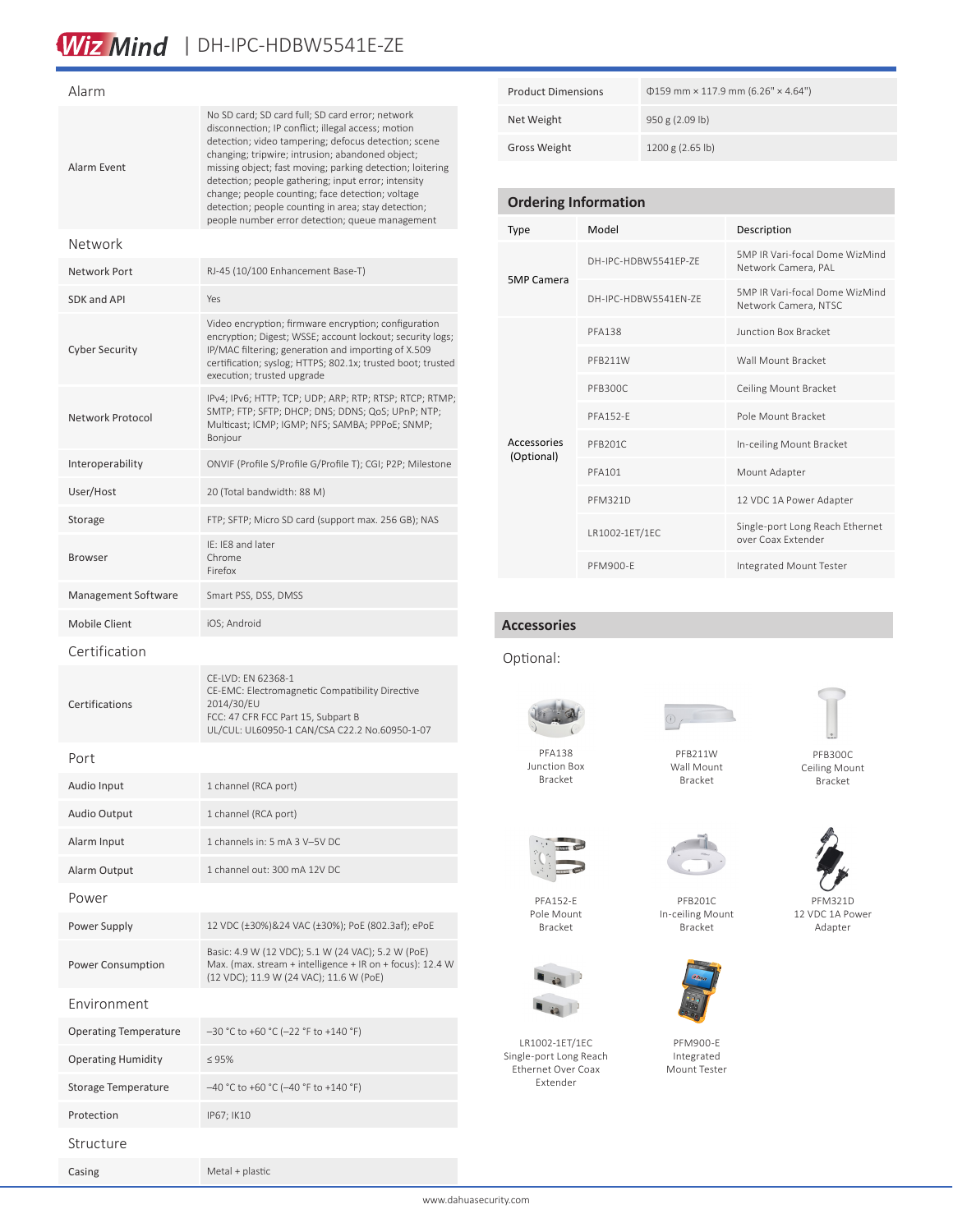## Alarm

| | |
|---|---|
| Alarm Event | No SD card; SD card full; SD card error; network disconnection; IP conflict; illegal access; motion detection; video tampering; defocus detection; scene changing; tripwire; intrusion; abandoned object; missing object; fast moving; parking detection; loitering detection; people gathering; input error; intensity change; people counting; face detection; voltage detection; people counting in area; stay detection; people number error detection; queue management |

## Network

| | |
|---|---|
| Network Port | RJ-45 (10/100 Enhancement Base-T) |
| SDK and API | Yes |
| Cyber Security | Video encryption; firmware encryption; configuration encryption; Digest; WSSE; account lockout; security logs; IP/MAC filtering; generation and importing of X.509 certification; syslog; HTTPS; 802.1x; trusted boot; trusted execution; trusted upgrade |
| Network Protocol | IPv4; IPv6; HTTP; TCP; UDP; ARP; RTP; RTSP; RTCP; RTMP; SMTP; FTP; SFTP; DHCP; DNS; DDNS; QoS; UPnP; NTP; Multicast; ICMP; IGMP; NFS; SAMBA; PPPoE; SNMP; Bonjour |
| Interoperability | ONVIF (Profile S/Profile G/Profile T); CGI; P2P; Milestone |
| User/Host | 20 (Total bandwidth: 88 M) |
| Storage | FTP; SFTP; Micro SD card (support max. 256 GB); NAS |
| Browser | IE: IE8 and later<br>Chrome<br>Firefox |
| Management Software | Smart PSS, DSS, DMSS |
| Mobile Client | iOS; Android |

## Certification

| | |
|---|---|
| Certifications | CE-LVD: EN 62368-1<br>CE-EMC: Electromagnetic Compatibility Directive 2014/30/EU<br>FCC: 47 CFR FCC Part 15, Subpart B<br>UL/CUL: UL60950-1 CAN/CSA C22.2 No.60950-1-07 |

## Port

| | |
|---|---|
| Audio Input | 1 channel (RCA port) |
| Audio Output | 1 channel (RCA port) |
| Alarm Input | 1 channels in: 5 mA 3 V–5V DC |
| Alarm Output | 1 channel out: 300 mA 12V DC |

## Power

| | |
|---|---|
| Power Supply | 12 VDC (±30%)&24 VAC (±30%); PoE (802.3af); ePoE |
| Power Consumption | Basic: 4.9 W (12 VDC); 5.1 W (24 VAC); 5.2 W (PoE)<br>Max. (max. stream + intelligence + IR on + focus): 12.4 W (12 VDC); 11.9 W (24 VAC); 11.6 W (PoE) |

## Environment

| | |
|---|---|
| Operating Temperature | –30 °C to +60 °C (–22 °F to +140 °F) |
| Operating Humidity | ≤ 95% |
| Storage Temperature | –40 °C to +60 °C (–40 °F to +140 °F) |
| Protection | IP67; IK10 |

## Structure

| | |
|---|---|
| Casing | Metal + plastic |
| Product Dimensions | Φ159 mm × 117.9 mm (6.26" × 4.64") |
| Net Weight | 950 g (2.09 lb) |
| Gross Weight | 1200 g (2.65 lb) |

## Ordering Information

| Type | Model | Description |
|---|---|---|
| 5MP Camera | DH-IPC-HDBW5541EP-ZE | 5MP IR Vari-focal Dome WizMind Network Camera, PAL |
| | DH-IPC-HDBW5541EN-ZE | 5MP IR Vari-focal Dome WizMind Network Camera, NTSC |
| Accessories (Optional) | PFA138 | Junction Box Bracket |
| | PFB211W | Wall Mount Bracket |
| | PFB300C | Ceiling Mount Bracket |
| | PFA152-E | Pole Mount Bracket |
| | PFB201C | In-ceiling Mount Bracket |
| | PFA101 | Mount Adapter |
| | PFM321D | 12 VDC 1A Power Adapter |
| | LR1002-1ET/1EC | Single-port Long Reach Ethernet over Coax Extender |
| | PFM900-E | Integrated Mount Tester |

## Accessories

Optional:

PFA138 Junction Box Bracket

PFB211W Wall Mount Bracket

PFB300C Ceiling Mount Bracket

PFA152-E Pole Mount Bracket

PFB201C In-ceiling Mount Bracket

PFM321D 12 VDC 1A Power Adapter

LR1002-1ET/1EC Single-port Long Reach Ethernet Over Coax Extender

PFM900-E Integrated Mount Tester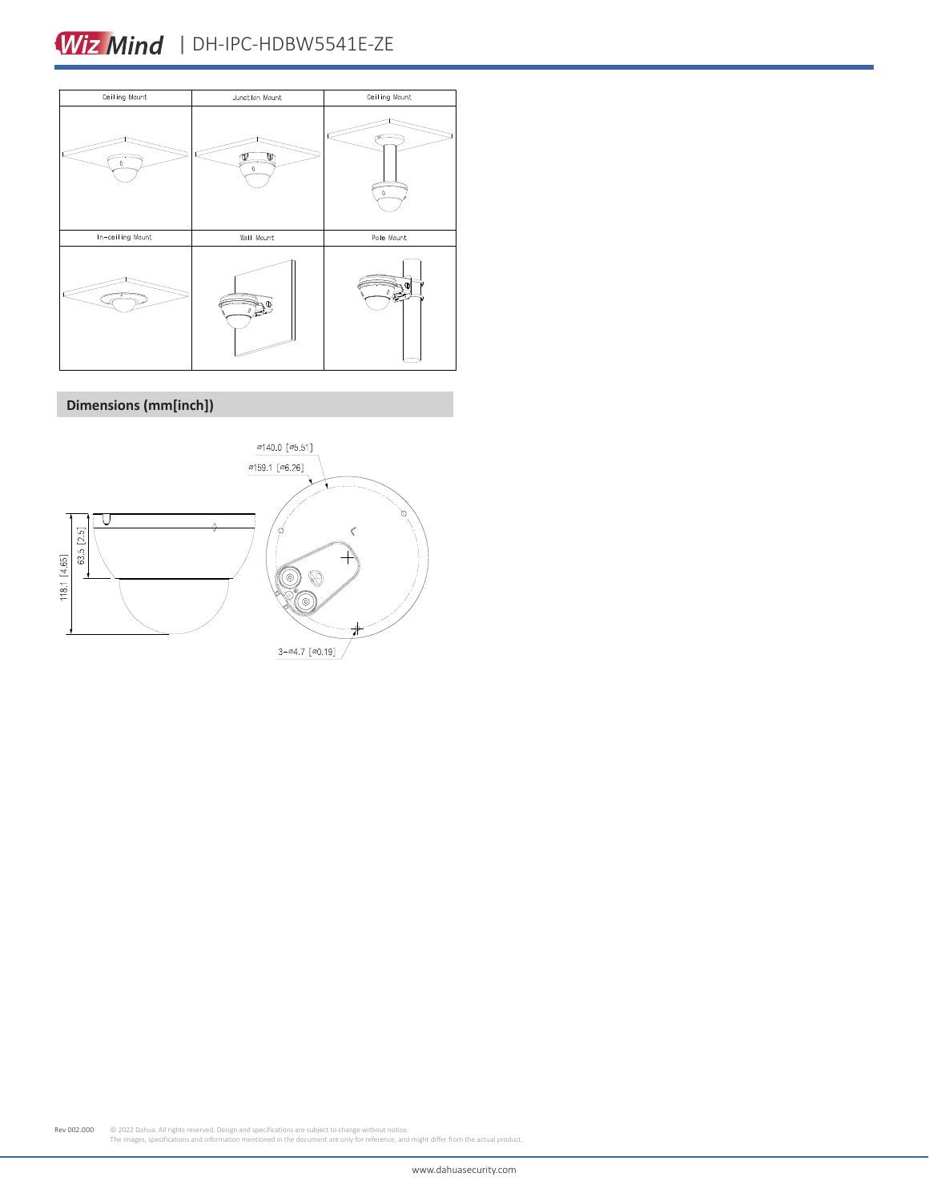| Ceiling Mount | Junction Mount | Ceiling Mount |
| --- | --- | --- |
| | | |
| In-ceiling Mount | Wall Mount | Pole Mount |
| | | |

## Dimensions (mm[inch])

ø140.0 [ø5.51]

ø159.1 [ø6.26]

118.1 [4.65]

63.5 [2.5]

3-ø4.7 [ø0.19]

Rev 002.000 © 2022 Dahua. All rights reserved. Design and specifications are subject to change without notice.
The images, specifications and information mentioned in the document are only for reference, and might differ from the actual product.

www.dahuasecurity.com